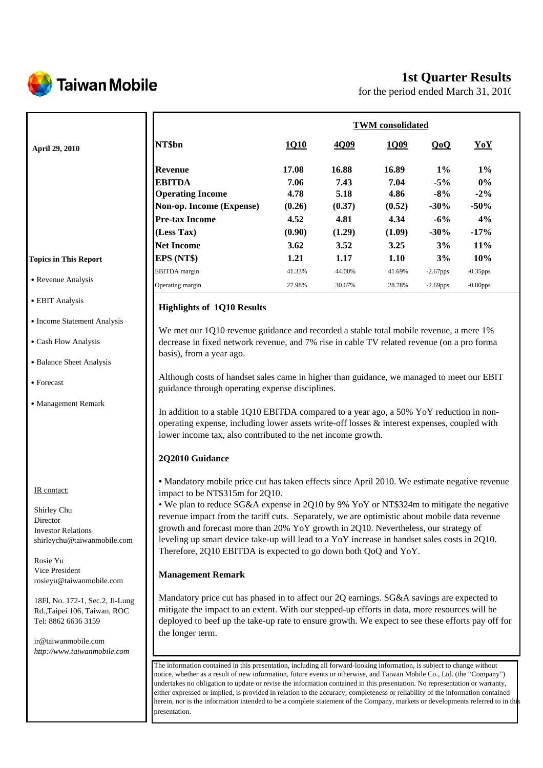# Taiwan Mobile

## 1st Quarter Results

for the period ended March 31, 2010

April 29, 2010

**Topics in This Report**

- Revenue Analysis
- EBIT Analysis
- Income Statement Analysis
- Cash Flow Analysis
- Balance Sheet Analysis
- Forecast
- Management Remark

IR contact:

Shirley Chu
Director
Investor Relations
shirleychu@taiwanmobile.com

Rosie Yu
Vice President
rosieyu@taiwanmobile.com

18Fl, No. 172-1, Sec.2, Ji-Lung Rd.,Taipei 106, Taiwan, ROC
Tel: 8862 6636 3159

ir@taiwanmobile.com
*http://www.taiwanmobile.com*

| | TWM consolidated | | | | |
|---|---|---|---|---|---|
| **NT$bn** | **1Q10** | **4Q09** | **1Q09** | **QoQ** | **YoY** |
| **Revenue** | **17.08** | **16.88** | **16.89** | **1%** | **1%** |
| **EBITDA** | **7.06** | **7.43** | **7.04** | **-5%** | **0%** |
| **Operating Income** | **4.78** | **5.18** | **4.86** | **-8%** | **-2%** |
| **Non-op. Income (Expense)** | **(0.26)** | **(0.37)** | **(0.52)** | **-30%** | **-50%** |
| **Pre-tax Income** | **4.52** | **4.81** | **4.34** | **-6%** | **4%** |
| **(Less Tax)** | **(0.90)** | **(1.29)** | **(1.09)** | **-30%** | **-17%** |
| **Net Income** | **3.62** | **3.52** | **3.25** | **3%** | **11%** |
| **EPS (NT$)** | **1.21** | **1.17** | **1.10** | **3%** | **10%** |
| EBITDA margin | 41.33% | 44.00% | 41.69% | -2.67pps | -0.35pps |
| Operating margin | 27.98% | 30.67% | 28.78% | -2.69pps | -0.80pps |

### Highlights of 1Q10 Results

We met our 1Q10 revenue guidance and recorded a stable total mobile revenue, a mere 1% decrease in fixed network revenue, and 7% rise in cable TV related revenue (on a pro forma basis), from a year ago.

Although costs of handset sales came in higher than guidance, we managed to meet our EBIT guidance through operating expense disciplines.

In addition to a stable 1Q10 EBITDA compared to a year ago, a 50% YoY reduction in non-operating expense, including lower assets write-off losses & interest expenses, coupled with lower income tax, also contributed to the net income growth.

### 2Q2010 Guidance

- Mandatory mobile price cut has taken effects since April 2010. We estimate negative revenue impact to be NT$315m for 2Q10.
- We plan to reduce SG&A expense in 2Q10 by 9% YoY or NT$324m to mitigate the negative revenue impact from the tariff cuts. Separately, we are optimistic about mobile data revenue growth and forecast more than 20% YoY growth in 2Q10. Nevertheless, our strategy of leveling up smart device take-up will lead to a YoY increase in handset sales costs in 2Q10. Therefore, 2Q10 EBITDA is expected to go down both QoQ and YoY.

### Management Remark

Mandatory price cut has phased in to affect our 2Q earnings. SG&A savings are expected to mitigate the impact to an extent. With our stepped-up efforts in data, more resources will be deployed to beef up the take-up rate to ensure growth. We expect to see these efforts pay off for the longer term.

The information contained in this presentation, including all forward-looking information, is subject to change without notice, whether as a result of new information, future events or otherwise, and Taiwan Mobile Co., Ltd. (the "Company") undertakes no obligation to update or revise the information contained in this presentation. No representation or warranty, either expressed or implied, is provided in relation to the accuracy, completeness or reliability of the information contained herein, nor is the information intended to be a complete statement of the Company, markets or developments referred to in this presentation.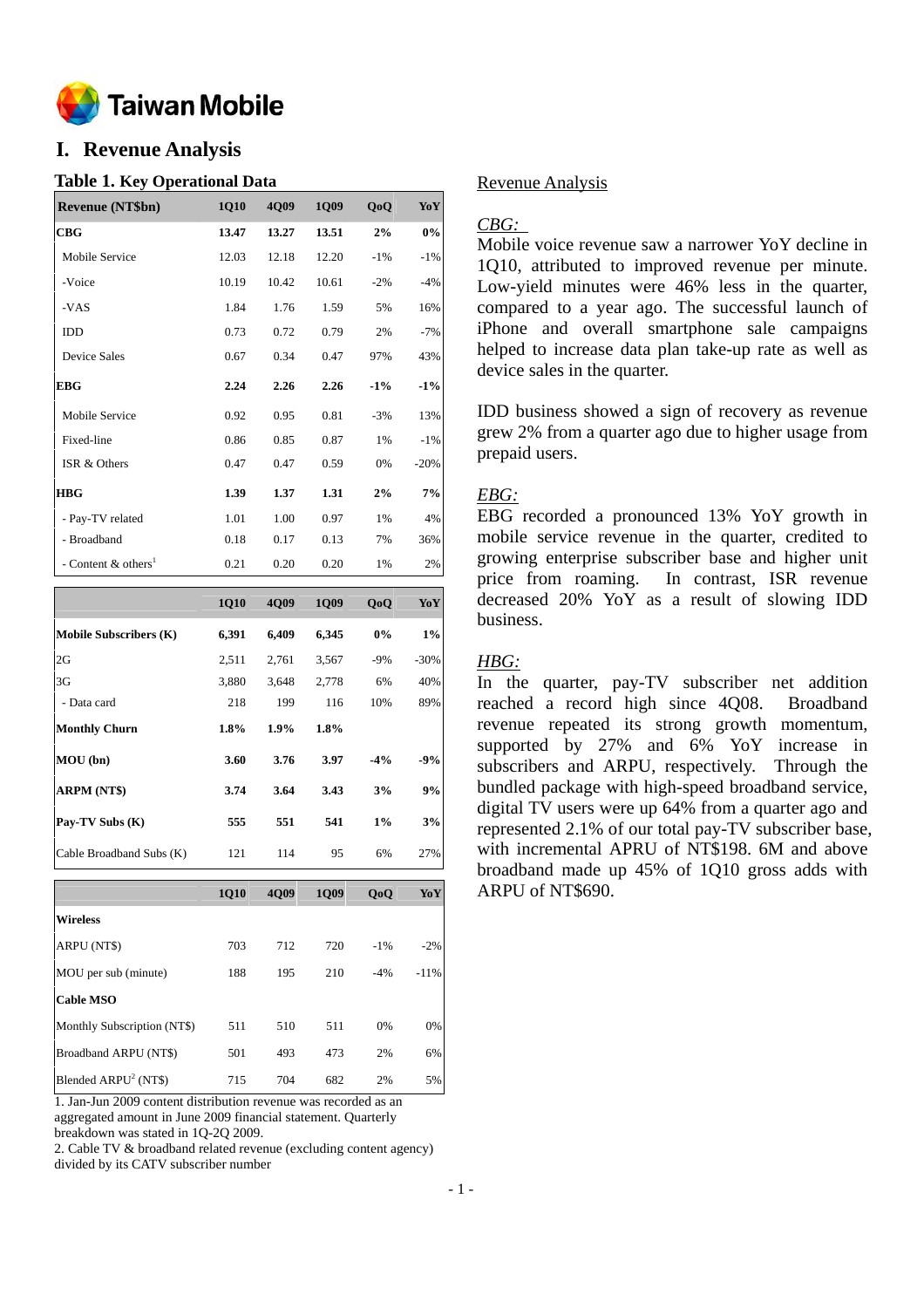## I. Revenue Analysis

### Table 1. Key Operational Data

| Revenue (NT$bn) | 1Q10 | 4Q09 | 1Q09 | QoQ | YoY |
|---|---|---|---|---|---|
| **CBG** | **13.47** | **13.27** | **13.51** | **2%** | **0%** |
| Mobile Service | 12.03 | 12.18 | 12.20 | -1% | -1% |
| -Voice | 10.19 | 10.42 | 10.61 | -2% | -4% |
| -VAS | 1.84 | 1.76 | 1.59 | 5% | 16% |
| IDD | 0.73 | 0.72 | 0.79 | 2% | -7% |
| Device Sales | 0.67 | 0.34 | 0.47 | 97% | 43% |
| **EBG** | **2.24** | **2.26** | **2.26** | **-1%** | **-1%** |
| Mobile Service | 0.92 | 0.95 | 0.81 | -3% | 13% |
| Fixed-line | 0.86 | 0.85 | 0.87 | 1% | -1% |
| ISR & Others | 0.47 | 0.47 | 0.59 | 0% | -20% |
| **HBG** | **1.39** | **1.37** | **1.31** | **2%** | **7%** |
| - Pay-TV related | 1.01 | 1.00 | 0.97 | 1% | 4% |
| - Broadband | 0.18 | 0.17 | 0.13 | 7% | 36% |
| - Content & others[1] | 0.21 | 0.20 | 0.20 | 1% | 2% |

| | 1Q10 | 4Q09 | 1Q09 | QoQ | YoY |
|---|---|---|---|---|---|
| **Mobile Subscribers (K)** | **6,391** | **6,409** | **6,345** | **0%** | **1%** |
| 2G | 2,511 | 2,761 | 3,567 | -9% | -30% |
| 3G | 3,880 | 3,648 | 2,778 | 6% | 40% |
| - Data card | 218 | 199 | 116 | 10% | 89% |
| **Monthly Churn** | **1.8%** | **1.9%** | **1.8%** | | |
| **MOU (bn)** | **3.60** | **3.76** | **3.97** | **-4%** | **-9%** |
| **ARPM (NT$)** | **3.74** | **3.64** | **3.43** | **3%** | **9%** |
| **Pay-TV Subs (K)** | **555** | **551** | **541** | **1%** | **3%** |
| Cable Broadband Subs (K) | 121 | 114 | 95 | 6% | 27% |

| | 1Q10 | 4Q09 | 1Q09 | QoQ | YoY |
|---|---|---|---|---|---|
| **Wireless** | | | | | |
| ARPU (NT$) | 703 | 712 | 720 | -1% | -2% |
| MOU per sub (minute) | 188 | 195 | 210 | -4% | -11% |
| **Cable MSO** | | | | | |
| Monthly Subscription (NT$) | 511 | 510 | 511 | 0% | 0% |
| Broadband ARPU (NT$) | 501 | 493 | 473 | 2% | 6% |
| Blended ARPU[2] (NT$) | 715 | 704 | 682 | 2% | 5% |

1. Jan-Jun 2009 content distribution revenue was recorded as an aggregated amount in June 2009 financial statement. Quarterly breakdown was stated in 1Q-2Q 2009.
2. Cable TV & broadband related revenue (excluding content agency) divided by its CATV subscriber number

Revenue Analysis

*CBG:*

Mobile voice revenue saw a narrower YoY decline in 1Q10, attributed to improved revenue per minute. Low-yield minutes were 46% less in the quarter, compared to a year ago. The successful launch of iPhone and overall smartphone sale campaigns helped to increase data plan take-up rate as well as device sales in the quarter.

IDD business showed a sign of recovery as revenue grew 2% from a quarter ago due to higher usage from prepaid users.

*EBG:*

EBG recorded a pronounced 13% YoY growth in mobile service revenue in the quarter, credited to growing enterprise subscriber base and higher unit price from roaming. In contrast, ISR revenue decreased 20% YoY as a result of slowing IDD business.

*HBG:*

In the quarter, pay-TV subscriber net addition reached a record high since 4Q08. Broadband revenue repeated its strong growth momentum, supported by 27% and 6% YoY increase in subscribers and ARPU, respectively. Through the bundled package with high-speed broadband service, digital TV users were up 64% from a quarter ago and represented 2.1% of our total pay-TV subscriber base, with incremental APRU of NT$198. 6M and above broadband made up 45% of 1Q10 gross adds with ARPU of NT$690.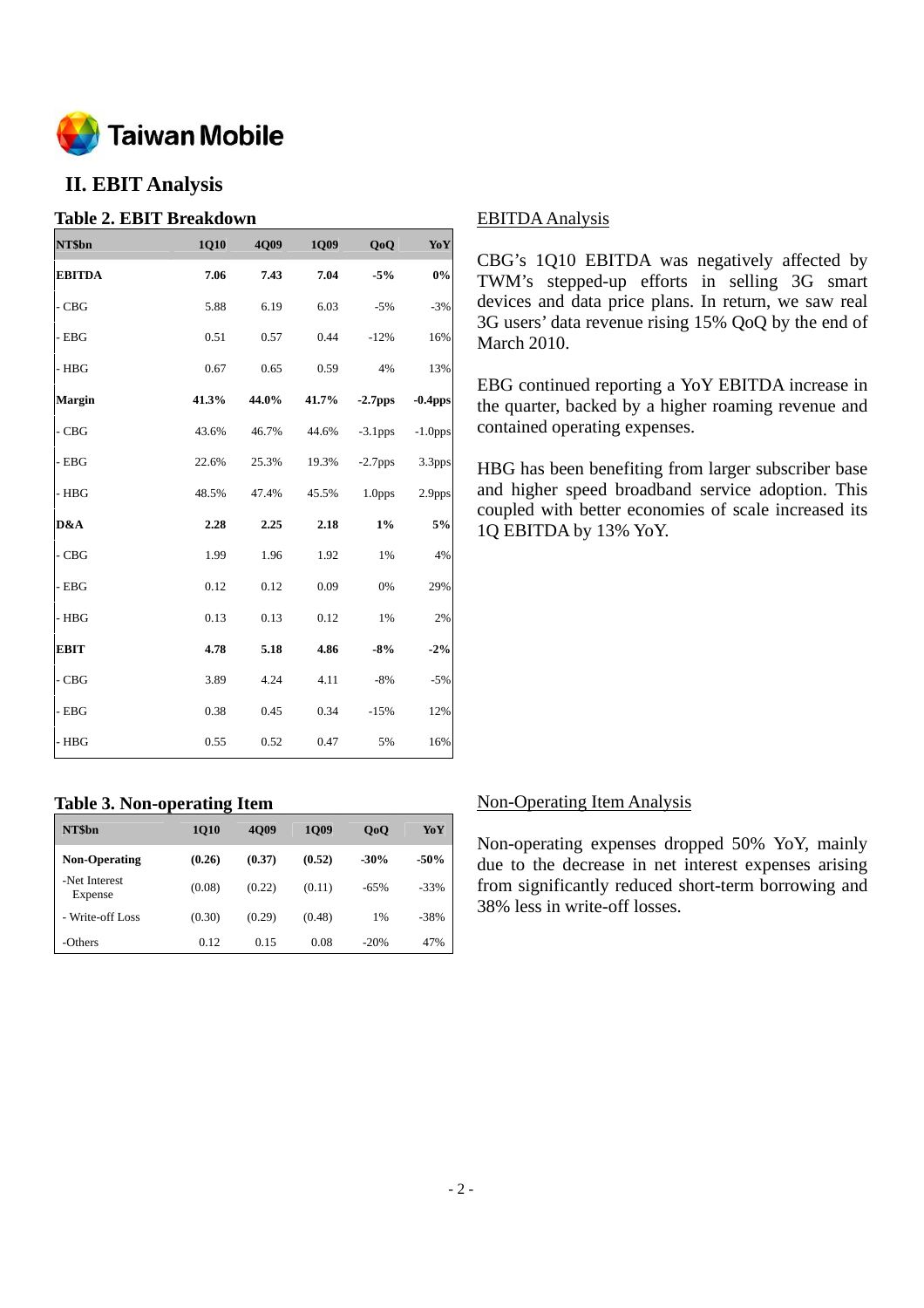## II. EBIT Analysis

### Table 2. EBIT Breakdown

| NT$bn | 1Q10 | 4Q09 | 1Q09 | QoQ | YoY |
|---|---|---|---|---|---|
| **EBITDA** | **7.06** | **7.43** | **7.04** | **-5%** | **0%** |
| - CBG | 5.88 | 6.19 | 6.03 | -5% | -3% |
| - EBG | 0.51 | 0.57 | 0.44 | -12% | 16% |
| - HBG | 0.67 | 0.65 | 0.59 | 4% | 13% |
| **Margin** | **41.3%** | **44.0%** | **41.7%** | **-2.7pps** | **-0.4pps** |
| - CBG | 43.6% | 46.7% | 44.6% | -3.1pps | -1.0pps |
| - EBG | 22.6% | 25.3% | 19.3% | -2.7pps | 3.3pps |
| - HBG | 48.5% | 47.4% | 45.5% | 1.0pps | 2.9pps |
| **D&A** | **2.28** | **2.25** | **2.18** | **1%** | **5%** |
| - CBG | 1.99 | 1.96 | 1.92 | 1% | 4% |
| - EBG | 0.12 | 0.12 | 0.09 | 0% | 29% |
| - HBG | 0.13 | 0.13 | 0.12 | 1% | 2% |
| **EBIT** | **4.78** | **5.18** | **4.86** | **-8%** | **-2%** |
| - CBG | 3.89 | 4.24 | 4.11 | -8% | -5% |
| - EBG | 0.38 | 0.45 | 0.34 | -15% | 12% |
| - HBG | 0.55 | 0.52 | 0.47 | 5% | 16% |

EBITDA Analysis

CBG's 1Q10 EBITDA was negatively affected by TWM's stepped-up efforts in selling 3G smart devices and data price plans. In return, we saw real 3G users' data revenue rising 15% QoQ by the end of March 2010.

EBG continued reporting a YoY EBITDA increase in the quarter, backed by a higher roaming revenue and contained operating expenses.

HBG has been benefiting from larger subscriber base and higher speed broadband service adoption. This coupled with better economies of scale increased its 1Q EBITDA by 13% YoY.

### Table 3. Non-operating Item

| NT$bn | 1Q10 | 4Q09 | 1Q09 | QoQ | YoY |
|---|---|---|---|---|---|
| **Non-Operating** | **(0.26)** | **(0.37)** | **(0.52)** | **-30%** | **-50%** |
| -Net Interest Expense | (0.08) | (0.22) | (0.11) | -65% | -33% |
| - Write-off Loss | (0.30) | (0.29) | (0.48) | 1% | -38% |
| -Others | 0.12 | 0.15 | 0.08 | -20% | 47% |

Non-Operating Item Analysis

Non-operating expenses dropped 50% YoY, mainly due to the decrease in net interest expenses arising from significantly reduced short-term borrowing and 38% less in write-off losses.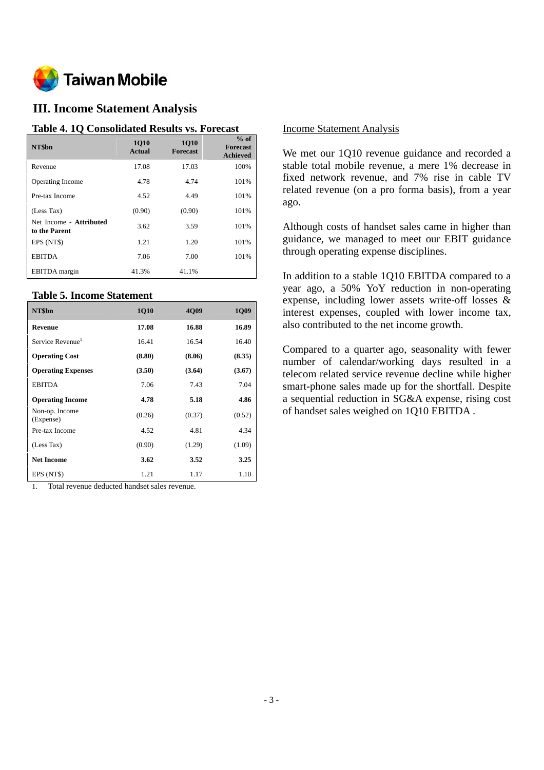Taiwan Mobile

## III. Income Statement Analysis

### Table 4. 1Q Consolidated Results vs. Forecast

| NT$bn | 1Q10 Actual | 1Q10 Forecast | % of Forecast Achieved |
|---|---|---|---|
| Revenue | 17.08 | 17.03 | 100% |
| Operating Income | 4.78 | 4.74 | 101% |
| Pre-tax Income | 4.52 | 4.49 | 101% |
| (Less Tax) | (0.90) | (0.90) | 101% |
| Net Income - **Attributed to the Parent** | 3.62 | 3.59 | 101% |
| EPS (NT$) | 1.21 | 1.20 | 101% |
| EBITDA | 7.06 | 7.00 | 101% |
| EBITDA margin | 41.3% | 41.1% | |

### Table 5. Income Statement

| NT$bn | 1Q10 | 4Q09 | 1Q09 |
|---|---|---|---|
| **Revenue** | **17.08** | **16.88** | **16.89** |
| Service Revenue[1] | 16.41 | 16.54 | 16.40 |
| **Operating Cost** | **(8.80)** | **(8.06)** | **(8.35)** |
| **Operating Expenses** | **(3.50)** | **(3.64)** | **(3.67)** |
| EBITDA | 7.06 | 7.43 | 7.04 |
| **Operating Income** | **4.78** | **5.18** | **4.86** |
| Non-op. Income (Expense) | (0.26) | (0.37) | (0.52) |
| Pre-tax Income | 4.52 | 4.81 | 4.34 |
| (Less Tax) | (0.90) | (1.29) | (1.09) |
| **Net Income** | **3.62** | **3.52** | **3.25** |
| EPS (NT$) | 1.21 | 1.17 | 1.10 |

1. Total revenue deducted handset sales revenue.

Income Statement Analysis

We met our 1Q10 revenue guidance and recorded a stable total mobile revenue, a mere 1% decrease in fixed network revenue, and 7% rise in cable TV related revenue (on a pro forma basis), from a year ago.

Although costs of handset sales came in higher than guidance, we managed to meet our EBIT guidance through operating expense disciplines.

In addition to a stable 1Q10 EBITDA compared to a year ago, a 50% YoY reduction in non-operating expense, including lower assets write-off losses & interest expenses, coupled with lower income tax, also contributed to the net income growth.

Compared to a quarter ago, seasonality with fewer number of calendar/working days resulted in a telecom related service revenue decline while higher smart-phone sales made up for the shortfall. Despite a sequential reduction in SG&A expense, rising cost of handset sales weighed on 1Q10 EBITDA .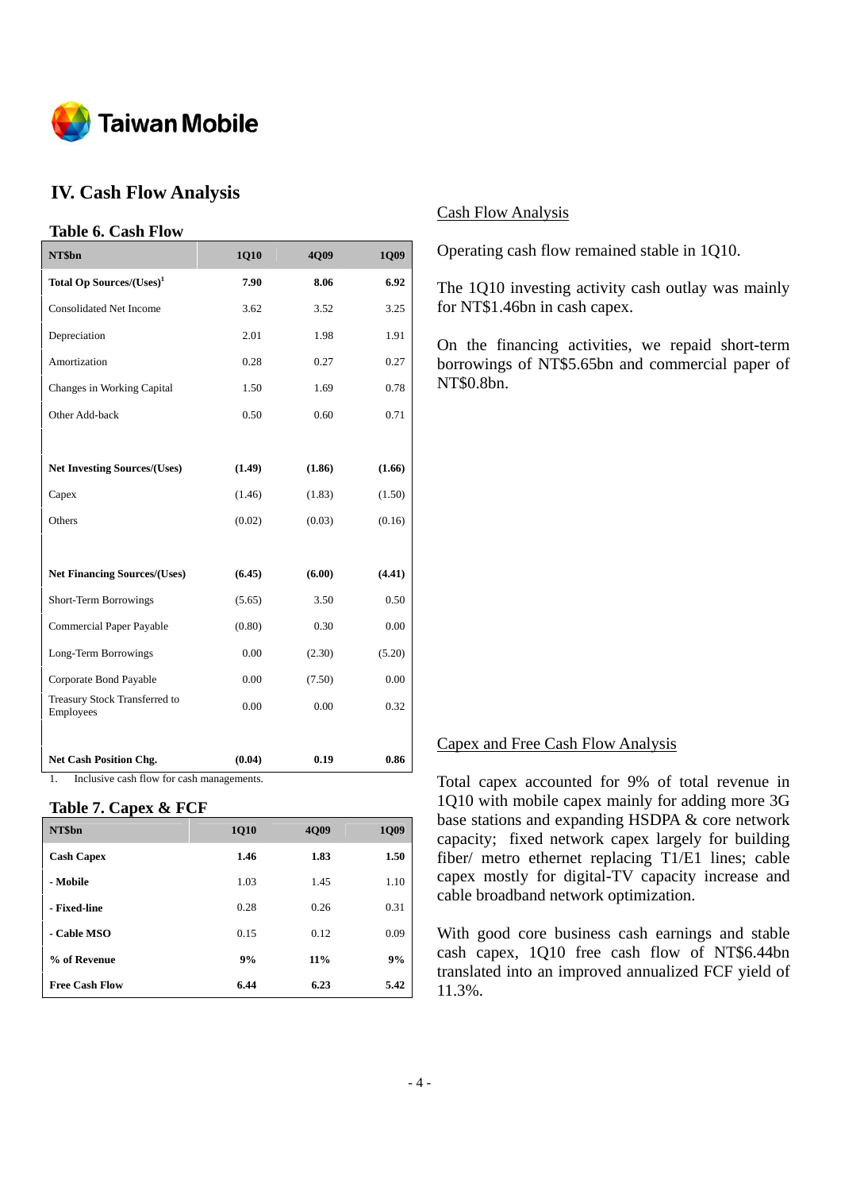# IV. Cash Flow Analysis

### Table 6. Cash Flow

| NT$bn | 1Q10 | 4Q09 | 1Q09 |
|---|---|---|---|
| **Total Op Sources/(Uses)[1]** | **7.90** | **8.06** | **6.92** |
| Consolidated Net Income | 3.62 | 3.52 | 3.25 |
| Depreciation | 2.01 | 1.98 | 1.91 |
| Amortization | 0.28 | 0.27 | 0.27 |
| Changes in Working Capital | 1.50 | 1.69 | 0.78 |
| Other Add-back | 0.50 | 0.60 | 0.71 |
| | | | |
| **Net Investing Sources/(Uses)** | **(1.49)** | **(1.86)** | **(1.66)** |
| Capex | (1.46) | (1.83) | (1.50) |
| Others | (0.02) | (0.03) | (0.16) |
| | | | |
| **Net Financing Sources/(Uses)** | **(6.45)** | **(6.00)** | **(4.41)** |
| Short-Term Borrowings | (5.65) | 3.50 | 0.50 |
| Commercial Paper Payable | (0.80) | 0.30 | 0.00 |
| Long-Term Borrowings | 0.00 | (2.30) | (5.20) |
| Corporate Bond Payable | 0.00 | (7.50) | 0.00 |
| Treasury Stock Transferred to Employees | 0.00 | 0.00 | 0.32 |
| | | | |
| **Net Cash Position Chg.** | **(0.04)** | **0.19** | **0.86** |

1. Inclusive cash flow for cash managements.

### Table 7. Capex & FCF

| NT$bn | 1Q10 | 4Q09 | 1Q09 |
|---|---|---|---|
| **Cash Capex** | **1.46** | **1.83** | **1.50** |
| **- Mobile** | 1.03 | 1.45 | 1.10 |
| **- Fixed-line** | 0.28 | 0.26 | 0.31 |
| **- Cable MSO** | 0.15 | 0.12 | 0.09 |
| **% of Revenue** | **9%** | **11%** | **9%** |
| **Free Cash Flow** | **6.44** | **6.23** | **5.42** |

<u>Cash Flow Analysis</u>

Operating cash flow remained stable in 1Q10.

The 1Q10 investing activity cash outlay was mainly for NT$1.46bn in cash capex.

On the financing activities, we repaid short-term borrowings of NT$5.65bn and commercial paper of NT$0.8bn.

<u>Capex and Free Cash Flow Analysis</u>

Total capex accounted for 9% of total revenue in 1Q10 with mobile capex mainly for adding more 3G base stations and expanding HSDPA & core network capacity; fixed network capex largely for building fiber/ metro ethernet replacing T1/E1 lines; cable capex mostly for digital-TV capacity increase and cable broadband network optimization.

With good core business cash earnings and stable cash capex, 1Q10 free cash flow of NT$6.44bn translated into an improved annualized FCF yield of 11.3%.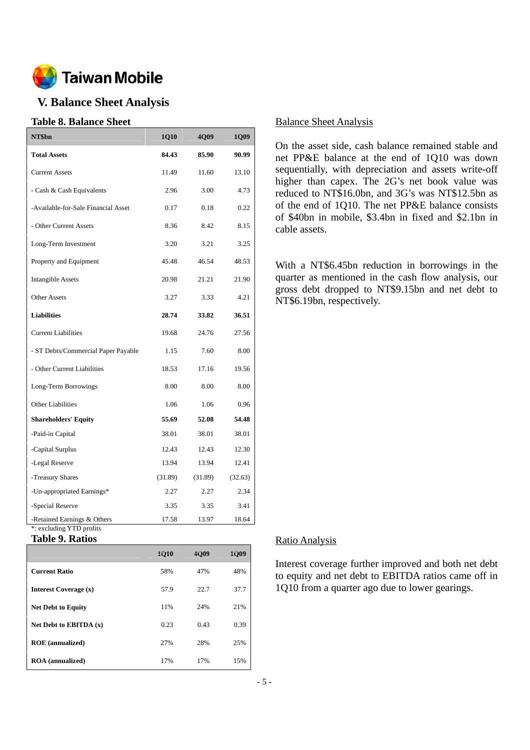Taiwan Mobile

## V. Balance Sheet Analysis

### Table 8. Balance Sheet

| NT$bn | 1Q10 | 4Q09 | 1Q09 |
|---|---|---|---|
| **Total Assets** | **84.43** | **85.90** | **90.99** |
| Current Assets | 11.49 | 11.60 | 13.10 |
| - Cash & Cash Equivalents | 2.96 | 3.00 | 4.73 |
| -Available-for-Sale Financial Asset | 0.17 | 0.18 | 0.22 |
| - Other Current Assets | 8.36 | 8.42 | 8.15 |
| Long-Term Investment | 3.20 | 3.21 | 3.25 |
| Property and Equipment | 45.48 | 46.54 | 48.53 |
| Intangible Assets | 20.98 | 21.21 | 21.90 |
| Other Assets | 3.27 | 3.33 | 4.21 |
| **Liabilities** | **28.74** | **33.82** | **36.51** |
| Current Liabilities | 19.68 | 24.76 | 27.56 |
| - ST Debts/Commercial Paper Payable | 1.15 | 7.60 | 8.00 |
| - Other Current Liabilities | 18.53 | 17.16 | 19.56 |
| Long-Term Borrowings | 8.00 | 8.00 | 8.00 |
| Other Liabilities | 1.06 | 1.06 | 0.96 |
| **Shareholders' Equity** | **55.69** | **52.08** | **54.48** |
| -Paid-in Capital | 38.01 | 38.01 | 38.01 |
| -Capital Surplus | 12.43 | 12.43 | 12.30 |
| -Legal Reserve | 13.94 | 13.94 | 12.41 |
| -Treasury Shares | (31.89) | (31.89) | (32.63) |
| -Un-appropriated Earnings* | 2.27 | 2.27 | 2.34 |
| -Special Reserve | 3.35 | 3.35 | 3.41 |
| -Retained Earnings & Others | 17.58 | 13.97 | 18.64 |

*: excluding YTD profits

Balance Sheet Analysis

On the asset side, cash balance remained stable and net PP&E balance at the end of 1Q10 was down sequentially, with depreciation and assets write-off higher than capex. The 2G's net book value was reduced to NT$16.0bn, and 3G's was NT$12.5bn as of the end of 1Q10. The net PP&E balance consists of $40bn in mobile, $3.4bn in fixed and $2.1bn in cable assets.

With a NT$6.45bn reduction in borrowings in the quarter as mentioned in the cash flow analysis, our gross debt dropped to NT$9.15bn and net debt to NT$6.19bn, respectively.

### Table 9. Ratios

| | 1Q10 | 4Q09 | 1Q09 |
|---|---|---|---|
| **Current Ratio** | 58% | 47% | 48% |
| **Interest Coverage (x)** | 57.9 | 22.7 | 37.7 |
| **Net Debt to Equity** | 11% | 24% | 21% |
| **Net Debt to EBITDA (x)** | 0.23 | 0.43 | 0.39 |
| **ROE (annualized)** | 27% | 28% | 25% |
| **ROA (annualized)** | 17% | 17% | 15% |

Ratio Analysis

Interest coverage further improved and both net debt to equity and net debt to EBITDA ratios came off in 1Q10 from a quarter ago due to lower gearings.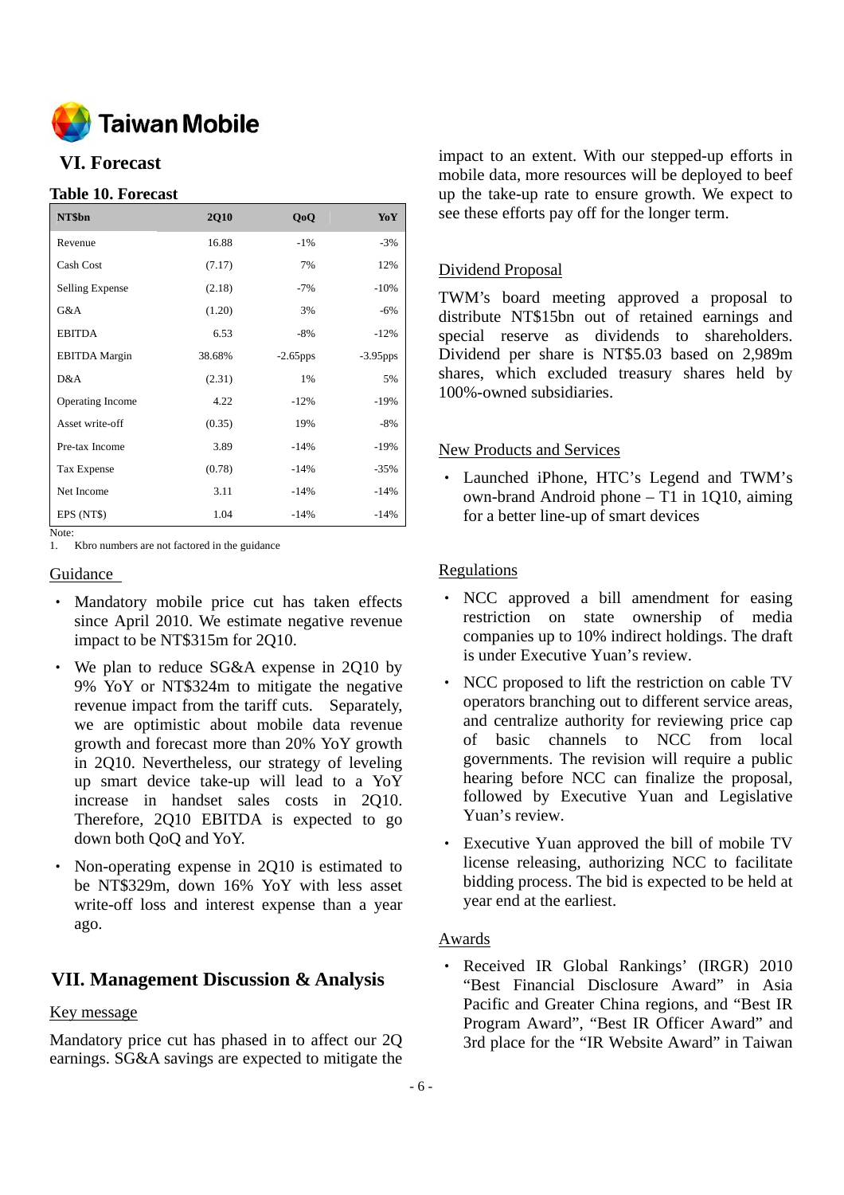# VI. Forecast

**Table 10. Forecast**

| NT$bn | 2Q10 | QoQ | YoY |
|---|---|---|---|
| Revenue | 16.88 | -1% | -3% |
| Cash Cost | (7.17) | 7% | 12% |
| Selling Expense | (2.18) | -7% | -10% |
| G&A | (1.20) | 3% | -6% |
| EBITDA | 6.53 | -8% | -12% |
| EBITDA Margin | 38.68% | -2.65pps | -3.95pps |
| D&A | (2.31) | 1% | 5% |
| Operating Income | 4.22 | -12% | -19% |
| Asset write-off | (0.35) | 19% | -8% |
| Pre-tax Income | 3.89 | -14% | -19% |
| Tax Expense | (0.78) | -14% | -35% |
| Net Income | 3.11 | -14% | -14% |
| EPS (NT$) | 1.04 | -14% | -14% |

Note:
1. Kbro numbers are not factored in the guidance

Guidance

- Mandatory mobile price cut has taken effects since April 2010. We estimate negative revenue impact to be NT$315m for 2Q10.
- We plan to reduce SG&A expense in 2Q10 by 9% YoY or NT$324m to mitigate the negative revenue impact from the tariff cuts. Separately, we are optimistic about mobile data revenue growth and forecast more than 20% YoY growth in 2Q10. Nevertheless, our strategy of leveling up smart device take-up will lead to a YoY increase in handset sales costs in 2Q10. Therefore, 2Q10 EBITDA is expected to go down both QoQ and YoY.
- Non-operating expense in 2Q10 is estimated to be NT$329m, down 16% YoY with less asset write-off loss and interest expense than a year ago.

# VII. Management Discussion & Analysis

Key message

Mandatory price cut has phased in to affect our 2Q earnings. SG&A savings are expected to mitigate the impact to an extent. With our stepped-up efforts in mobile data, more resources will be deployed to beef up the take-up rate to ensure growth. We expect to see these efforts pay off for the longer term.

Dividend Proposal

TWM's board meeting approved a proposal to distribute NT$15bn out of retained earnings and special reserve as dividends to shareholders. Dividend per share is NT$5.03 based on 2,989m shares, which excluded treasury shares held by 100%-owned subsidiaries.

New Products and Services

- Launched iPhone, HTC's Legend and TWM's own-brand Android phone – T1 in 1Q10, aiming for a better line-up of smart devices

Regulations

- NCC approved a bill amendment for easing restriction on state ownership of media companies up to 10% indirect holdings. The draft is under Executive Yuan's review.
- NCC proposed to lift the restriction on cable TV operators branching out to different service areas, and centralize authority for reviewing price cap of basic channels to NCC from local governments. The revision will require a public hearing before NCC can finalize the proposal, followed by Executive Yuan and Legislative Yuan's review.
- Executive Yuan approved the bill of mobile TV license releasing, authorizing NCC to facilitate bidding process. The bid is expected to be held at year end at the earliest.

Awards

- Received IR Global Rankings' (IRGR) 2010 "Best Financial Disclosure Award" in Asia Pacific and Greater China regions, and "Best IR Program Award", "Best IR Officer Award" and 3rd place for the "IR Website Award" in Taiwan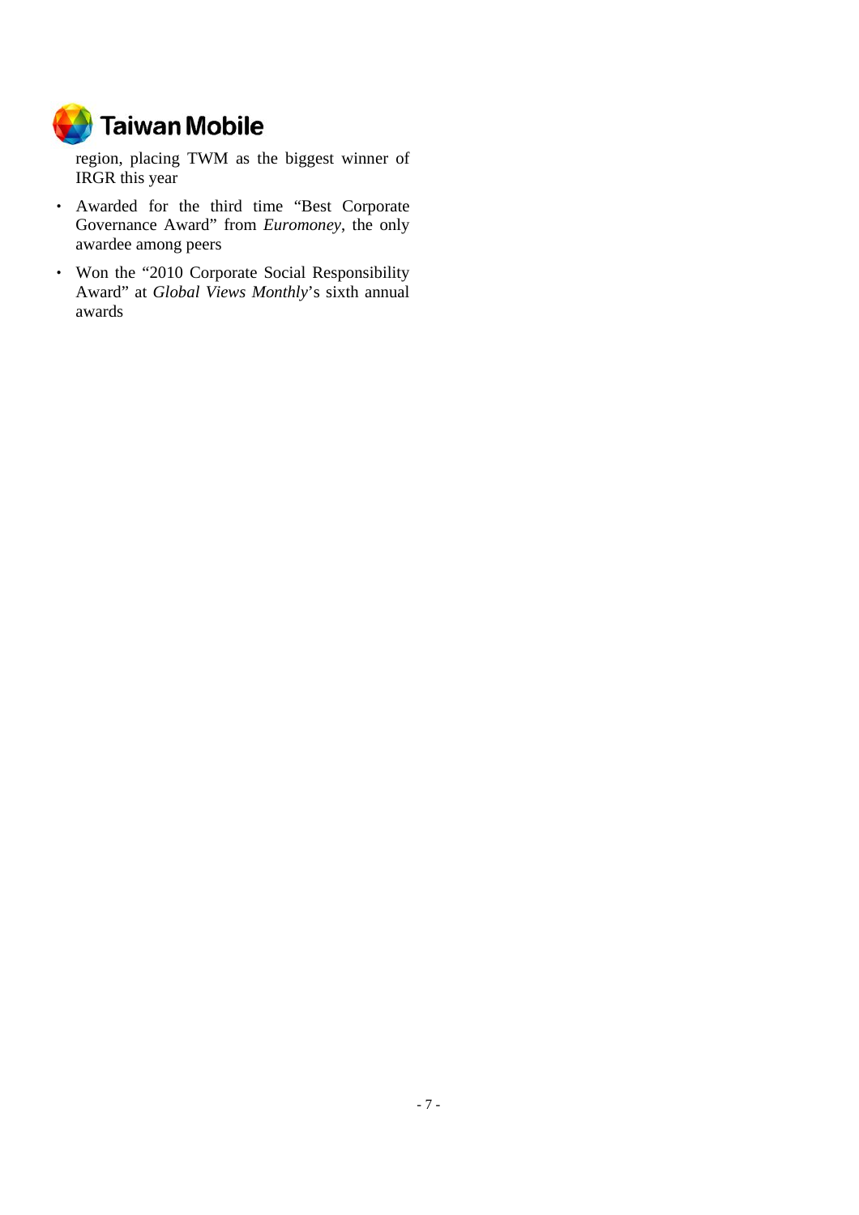region, placing TWM as the biggest winner of IRGR this year

- Awarded for the third time "Best Corporate Governance Award" from *Euromoney*, the only awardee among peers
- Won the "2010 Corporate Social Responsibility Award" at *Global Views Monthly*'s sixth annual awards